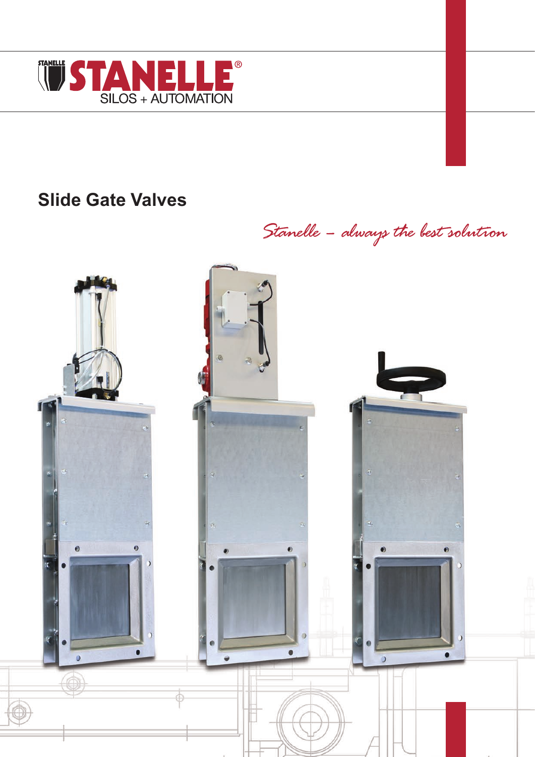STANELLE®
SILOS + AUTOMATION

# Slide Gate Valves

*Stanelle – always the best solution*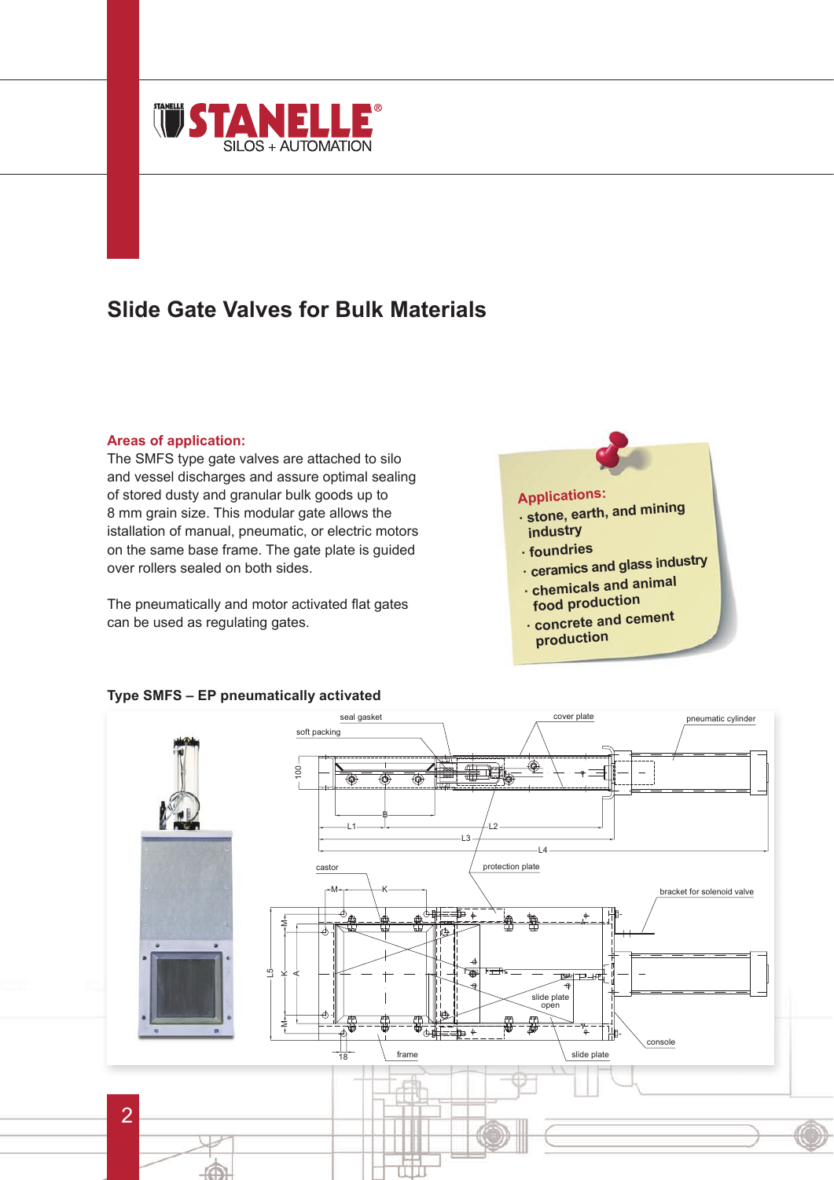# STANELLE

SILOS + AUTOMATION

## Slide Gate Valves for Bulk Materials

**Areas of application:**

The SMFS type gate valves are attached to silo and vessel discharges and assure optimal sealing of stored dusty and granular bulk goods up to 8 mm grain size. This modular gate allows the istallation of manual, pneumatic, or electric motors on the same base frame. The gate plate is guided over rollers sealed on both sides.

The pneumatically and motor activated flat gates can be used as regulating gates.

**Applications:**

- stone, earth, and mining industry
- foundries
- ceramics and glass industry
- chemicals and animal food production
- concrete and cement production

**Type SMFS – EP pneumatically activated**

seal gasket, soft packing, cover plate, pneumatic cylinder, 100, B, L1, L2, L3, L4, castor, protection plate, bracket for solenoid valve, M, K, L5, A, slide plate open, console, 18, frame, slide plate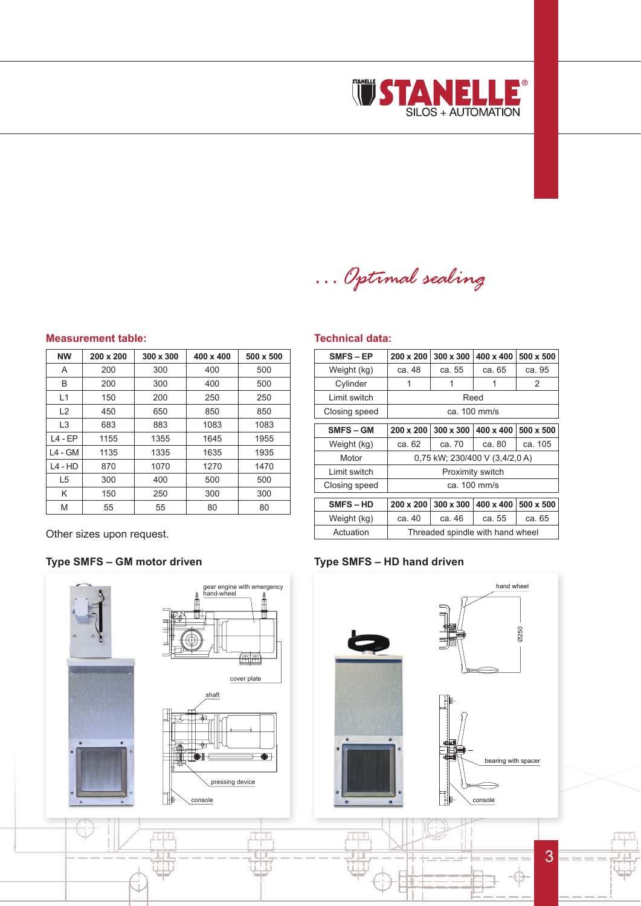*... Optimal sealing*

### Measurement table:

| NW | 200 x 200 | 300 x 300 | 400 x 400 | 500 x 500 |
|---|---|---|---|---|
| A | 200 | 300 | 400 | 500 |
| B | 200 | 300 | 400 | 500 |
| L1 | 150 | 200 | 250 | 250 |
| L2 | 450 | 650 | 850 | 850 |
| L3 | 683 | 883 | 1083 | 1083 |
| L4 - EP | 1155 | 1355 | 1645 | 1955 |
| L4 - GM | 1135 | 1335 | 1635 | 1935 |
| L4 - HD | 870 | 1070 | 1270 | 1470 |
| L5 | 300 | 400 | 500 | 500 |
| K | 150 | 250 | 300 | 300 |
| M | 55 | 55 | 80 | 80 |

Other sizes upon request.

### Technical data:

| SMFS – EP | 200 x 200 | 300 x 300 | 400 x 400 | 500 x 500 |
|---|---|---|---|---|
| Weight (kg) | ca. 48 | ca. 55 | ca. 65 | ca. 95 |
| Cylinder | 1 | 1 | 1 | 2 |
| Limit switch | Reed | | | |
| Closing speed | ca. 100 mm/s | | | |

| SMFS – GM | 200 x 200 | 300 x 300 | 400 x 400 | 500 x 500 |
|---|---|---|---|---|
| Weight (kg) | ca. 62 | ca. 70 | ca. 80 | ca. 105 |
| Motor | 0,75 kW; 230/400 V (3,4/2,0 A) | | | |
| Limit switch | Proximity switch | | | |
| Closing speed | ca. 100 mm/s | | | |

| SMFS – HD | 200 x 200 | 300 x 300 | 400 x 400 | 500 x 500 |
|---|---|---|---|---|
| Weight (kg) | ca. 40 | ca. 46 | ca. 55 | ca. 65 |
| Actuation | Threaded spindle with hand wheel | | | |

### Type SMFS – GM motor driven

gear engine with emergency hand-wheel

cover plate

shaft

pressing device

console

### Type SMFS – HD hand driven

hand wheel

Ø250

bearing with spacer

console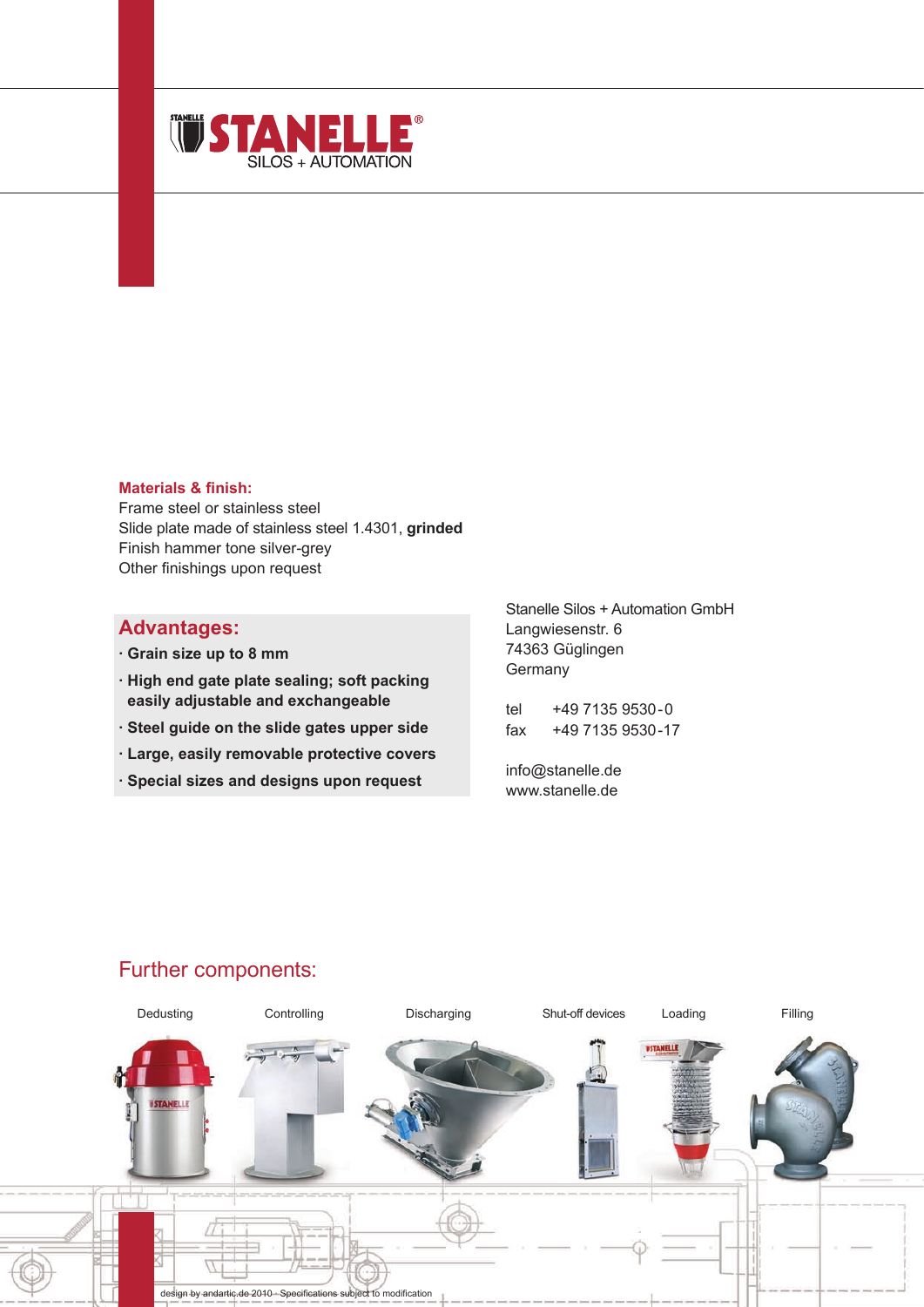STANELLE®
SILOS + AUTOMATION

**Materials & finish:**

Frame steel or stainless steel
Slide plate made of stainless steel 1.4301, **grinded**
Finish hammer tone silver-grey
Other finishings upon request

## Advantages:

- **Grain size up to 8 mm**
- **High end gate plate sealing; soft packing easily adjustable and exchangeable**
- **Steel guide on the slide gates upper side**
- **Large, easily removable protective covers**
- **Special sizes and designs upon request**

Stanelle Silos + Automation GmbH
Langwiesenstr. 6
74363 Güglingen
Germany

tel +49 7135 9530-0
fax +49 7135 9530-17

info@stanelle.de
www.stanelle.de

## Further components:

Dedusting

Controlling

Discharging

Shut-off devices

Loading

Filling

design by andartic.de 2010 - Specifications subject to modification